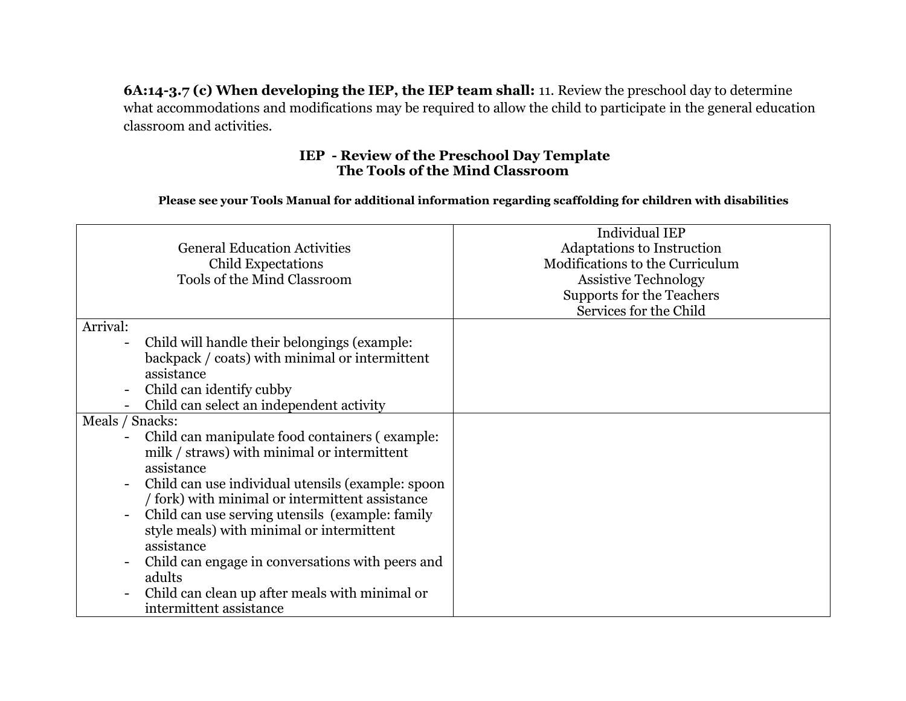**6A:14-3.7 (c) When developing the IEP, the IEP team shall:** 11. Review the preschool day to determine what accommodations and modifications may be required to allow the child to participate in the general education classroom and activities.

## IEP - Review of the Preschool Day Template
## The Tools of the Mind Classroom

**Please see your Tools Manual for additional information regarding scaffolding for children with disabilities**

| General Education Activities<br>Child Expectations<br>Tools of the Mind Classroom | Individual IEP<br>Adaptations to Instruction<br>Modifications to the Curriculum<br>Assistive Technology<br>Supports for the Teachers<br>Services for the Child |
|---|---|
| Arrival:<br>- Child will handle their belongings (example: backpack / coats) with minimal or intermittent assistance<br>- Child can identify cubby<br>- Child can select an independent activity | |
| Meals / Snacks:<br>- Child can manipulate food containers ( example: milk / straws) with minimal or intermittent assistance<br>- Child can use individual utensils (example: spoon / fork) with minimal or intermittent assistance<br>- Child can use serving utensils (example: family style meals) with minimal or intermittent assistance<br>- Child can engage in conversations with peers and adults<br>- Child can clean up after meals with minimal or intermittent assistance | |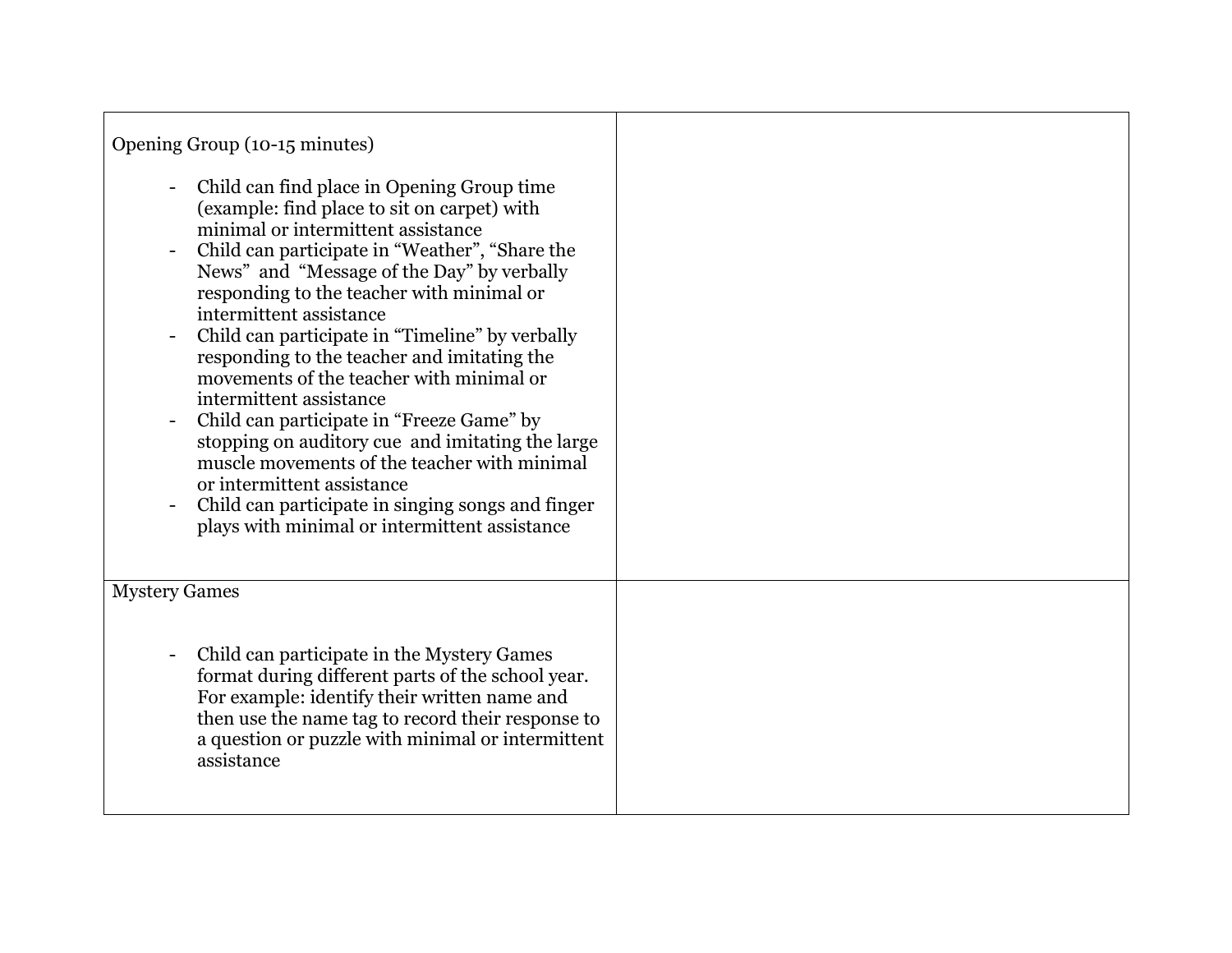| | |
|---|---|
| Opening Group (10-15 minutes)<br><br>- Child can find place in Opening Group time (example: find place to sit on carpet) with minimal or intermittent assistance<br>- Child can participate in "Weather", "Share the News" and "Message of the Day" by verbally responding to the teacher with minimal or intermittent assistance<br>- Child can participate in "Timeline" by verbally responding to the teacher and imitating the movements of the teacher with minimal or intermittent assistance<br>- Child can participate in "Freeze Game" by stopping on auditory cue and imitating the large muscle movements of the teacher with minimal or intermittent assistance<br>- Child can participate in singing songs and finger plays with minimal or intermittent assistance | |
| Mystery Games<br><br>- Child can participate in the Mystery Games format during different parts of the school year. For example: identify their written name and then use the name tag to record their response to a question or puzzle with minimal or intermittent assistance | |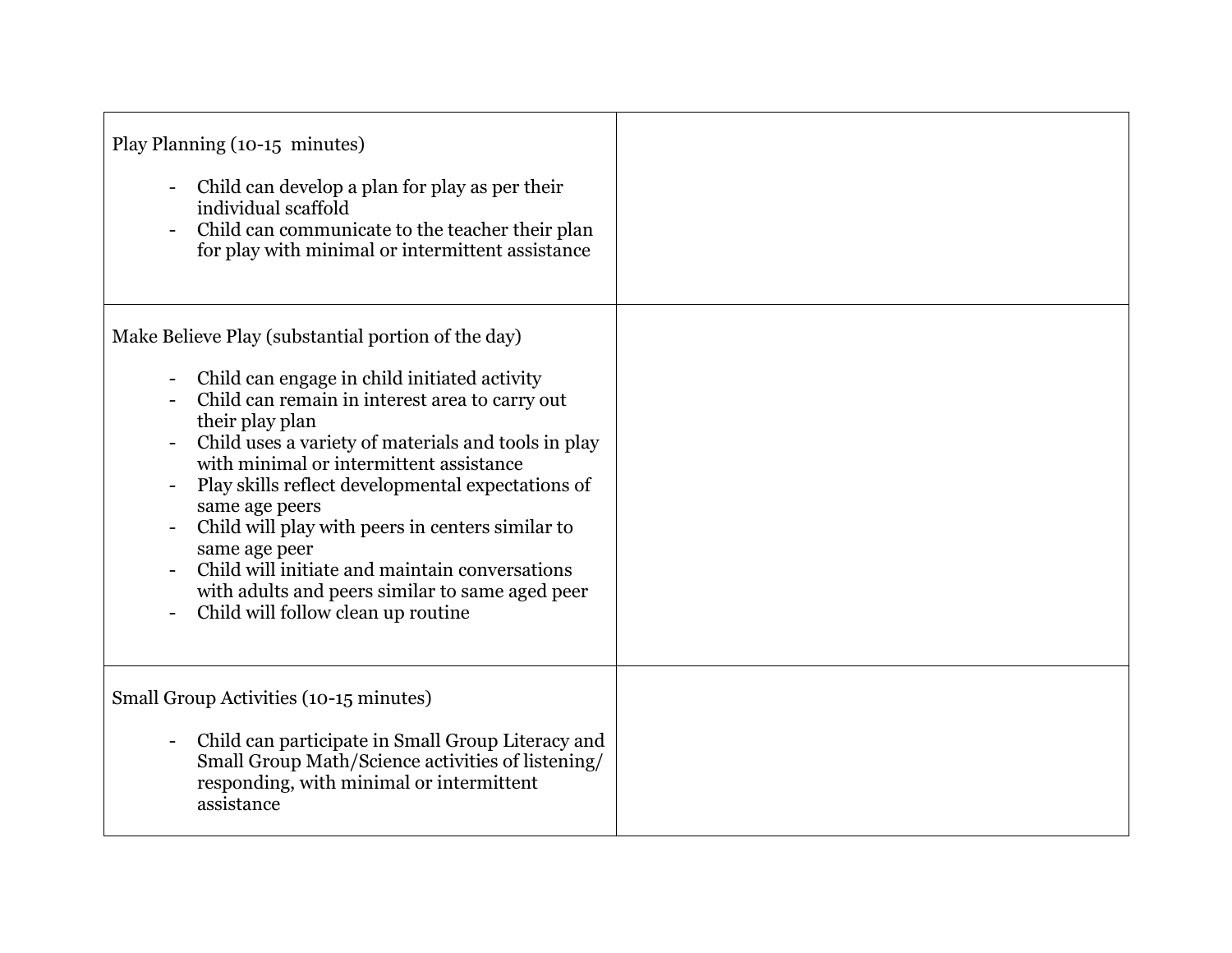| Play Planning (10-15  minutes)<br><br>- Child can develop a plan for play as per their individual scaffold<br>- Child can communicate to the teacher their plan for play with minimal or intermittent assistance | |
|---|---|
| Make Believe Play (substantial portion of the day)<br><br>- Child can engage in child initiated activity<br>- Child can remain in interest area to carry out their play plan<br>- Child uses a variety of materials and tools in play with minimal or intermittent assistance<br>- Play skills reflect developmental expectations of same age peers<br>- Child will play with peers in centers similar to same age peer<br>- Child will initiate and maintain conversations with adults and peers similar to same aged peer<br>- Child will follow clean up routine | |
| Small Group Activities (10-15 minutes)<br><br>- Child can participate in Small Group Literacy and Small Group Math/Science activities of listening/ responding, with minimal or intermittent assistance | |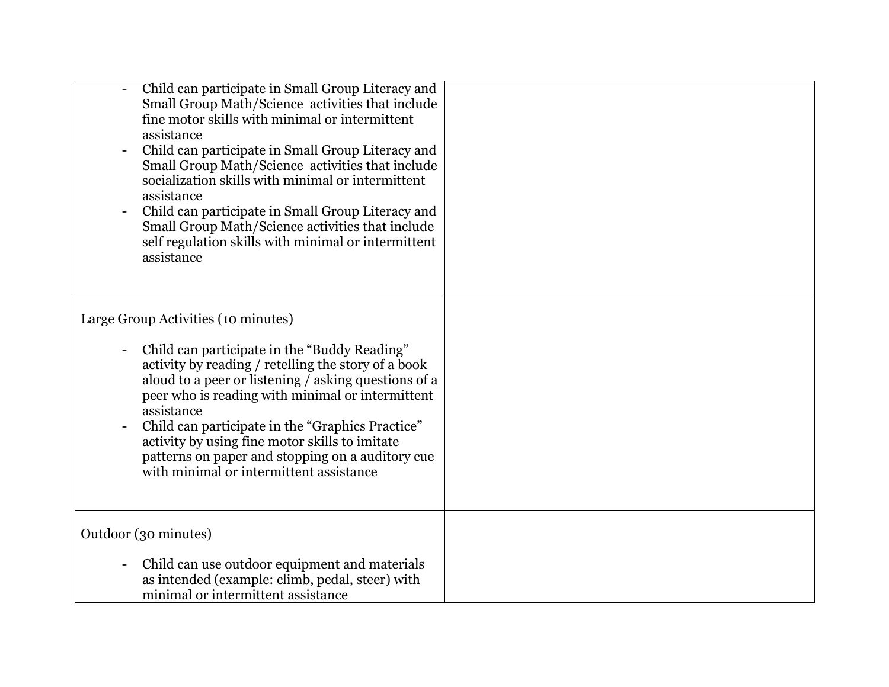| | |
|---|---|
| - Child can participate in Small Group Literacy and Small Group Math/Science activities that include fine motor skills with minimal or intermittent assistance<br>- Child can participate in Small Group Literacy and Small Group Math/Science activities that include socialization skills with minimal or intermittent assistance<br>- Child can participate in Small Group Literacy and Small Group Math/Science activities that include self regulation skills with minimal or intermittent assistance | |
| Large Group Activities (10 minutes)<br><br>- Child can participate in the "Buddy Reading" activity by reading / retelling the story of a book aloud to a peer or listening / asking questions of a peer who is reading with minimal or intermittent assistance<br>- Child can participate in the "Graphics Practice" activity by using fine motor skills to imitate patterns on paper and stopping on a auditory cue with minimal or intermittent assistance | |
| Outdoor (30 minutes)<br><br>- Child can use outdoor equipment and materials as intended (example: climb, pedal, steer) with minimal or intermittent assistance | |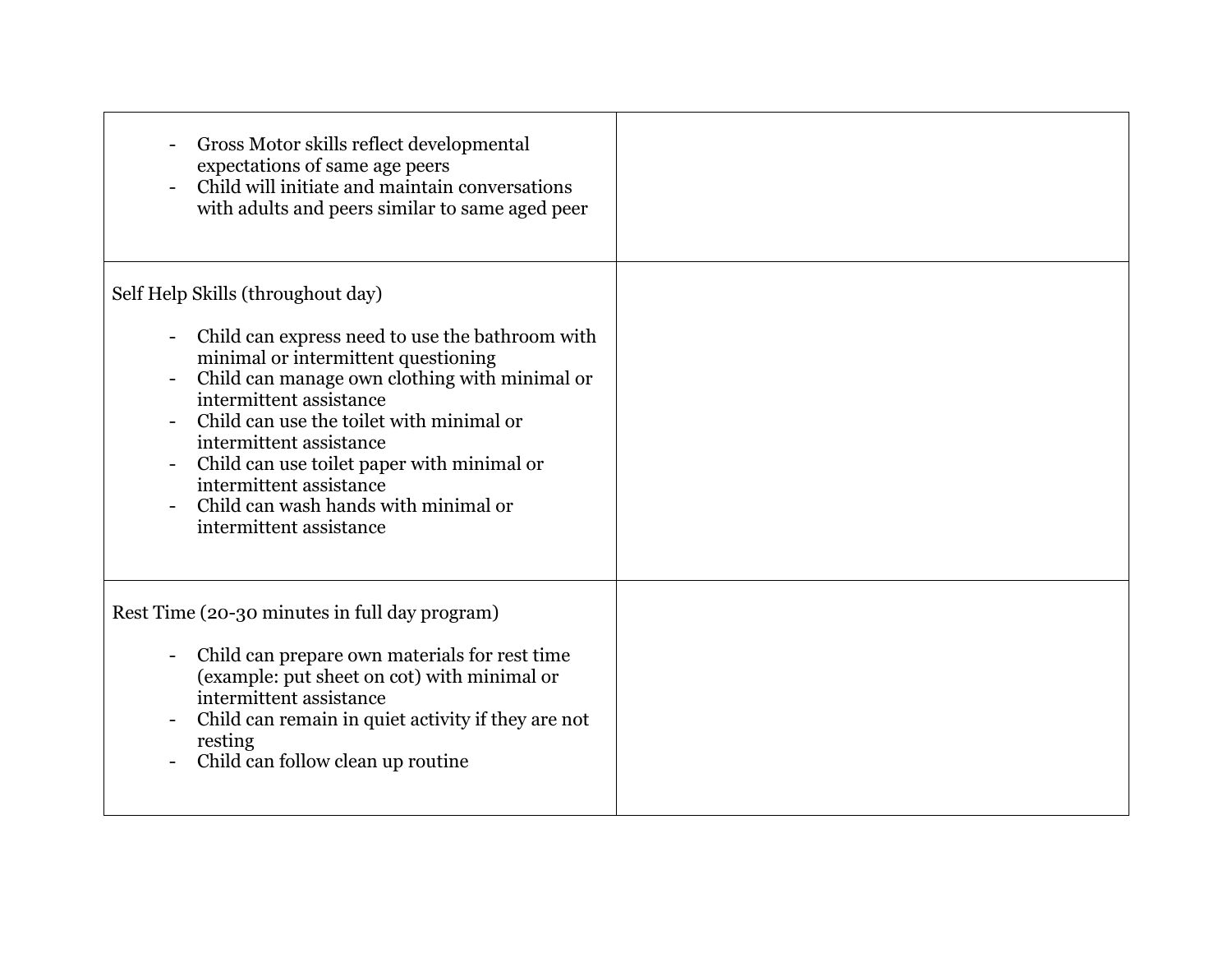| | |
|---|---|
| - Gross Motor skills reflect developmental expectations of same age peers<br>- Child will initiate and maintain conversations with adults and peers similar to same aged peer | |
| Self Help Skills (throughout day)<br><br>- Child can express need to use the bathroom with minimal or intermittent questioning<br>- Child can manage own clothing with minimal or intermittent assistance<br>- Child can use the toilet with minimal or intermittent assistance<br>- Child can use toilet paper with minimal or intermittent assistance<br>- Child can wash hands with minimal or intermittent assistance | |
| Rest Time (20-30 minutes in full day program)<br><br>- Child can prepare own materials for rest time (example: put sheet on cot) with minimal or intermittent assistance<br>- Child can remain in quiet activity if they are not resting<br>- Child can follow clean up routine | |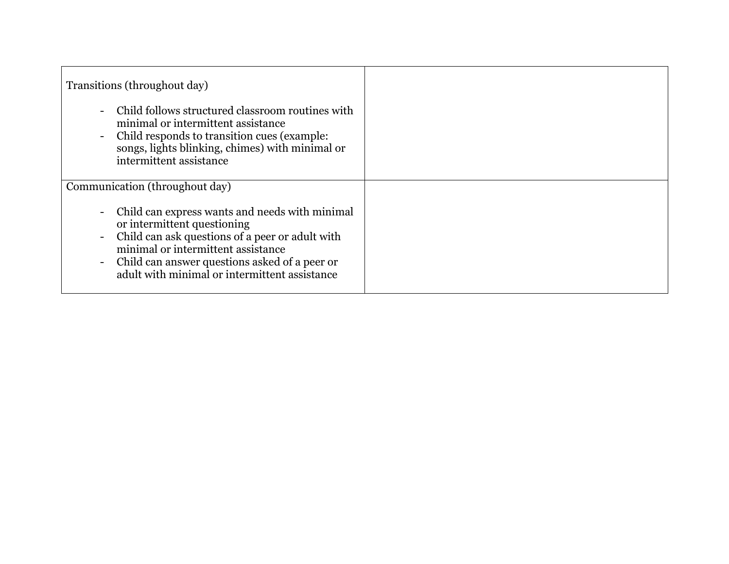| | |
|---|---|
| Transitions (throughout day)<br><br>- Child follows structured classroom routines with minimal or intermittent assistance<br>- Child responds to transition cues (example: songs, lights blinking, chimes) with minimal or intermittent assistance | |
| Communication (throughout day)<br><br>- Child can express wants and needs with minimal or intermittent questioning<br>- Child can ask questions of a peer or adult with minimal or intermittent assistance<br>- Child can answer questions asked of a peer or adult with minimal or intermittent assistance | |